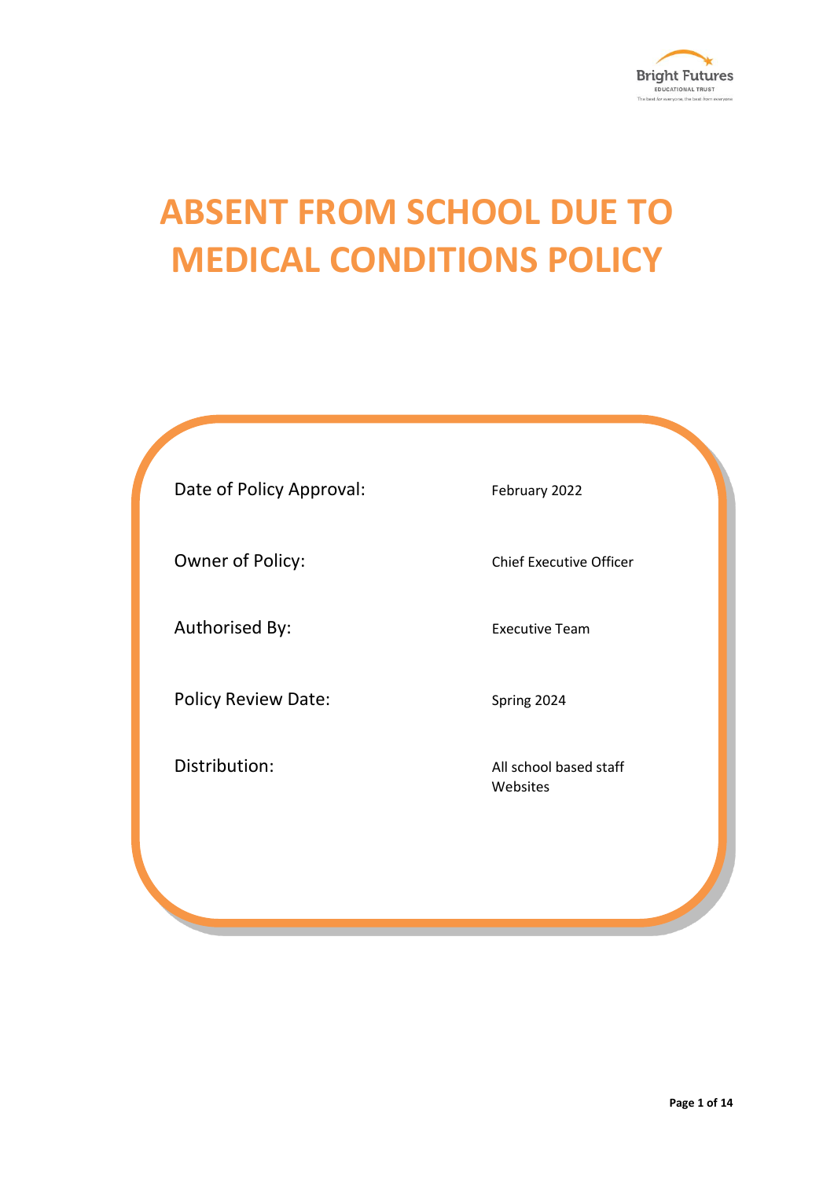Bright Futures
EDUCATIONAL TRUST
The best for everyone, the best from everyone

# ABSENT FROM SCHOOL DUE TO MEDICAL CONDITIONS POLICY

| | |
|---|---|
| Date of Policy Approval: | February 2022 |
| Owner of Policy: | Chief Executive Officer |
| Authorised By: | Executive Team |
| Policy Review Date: | Spring 2024 |
| Distribution: | All school based staff<br>Websites |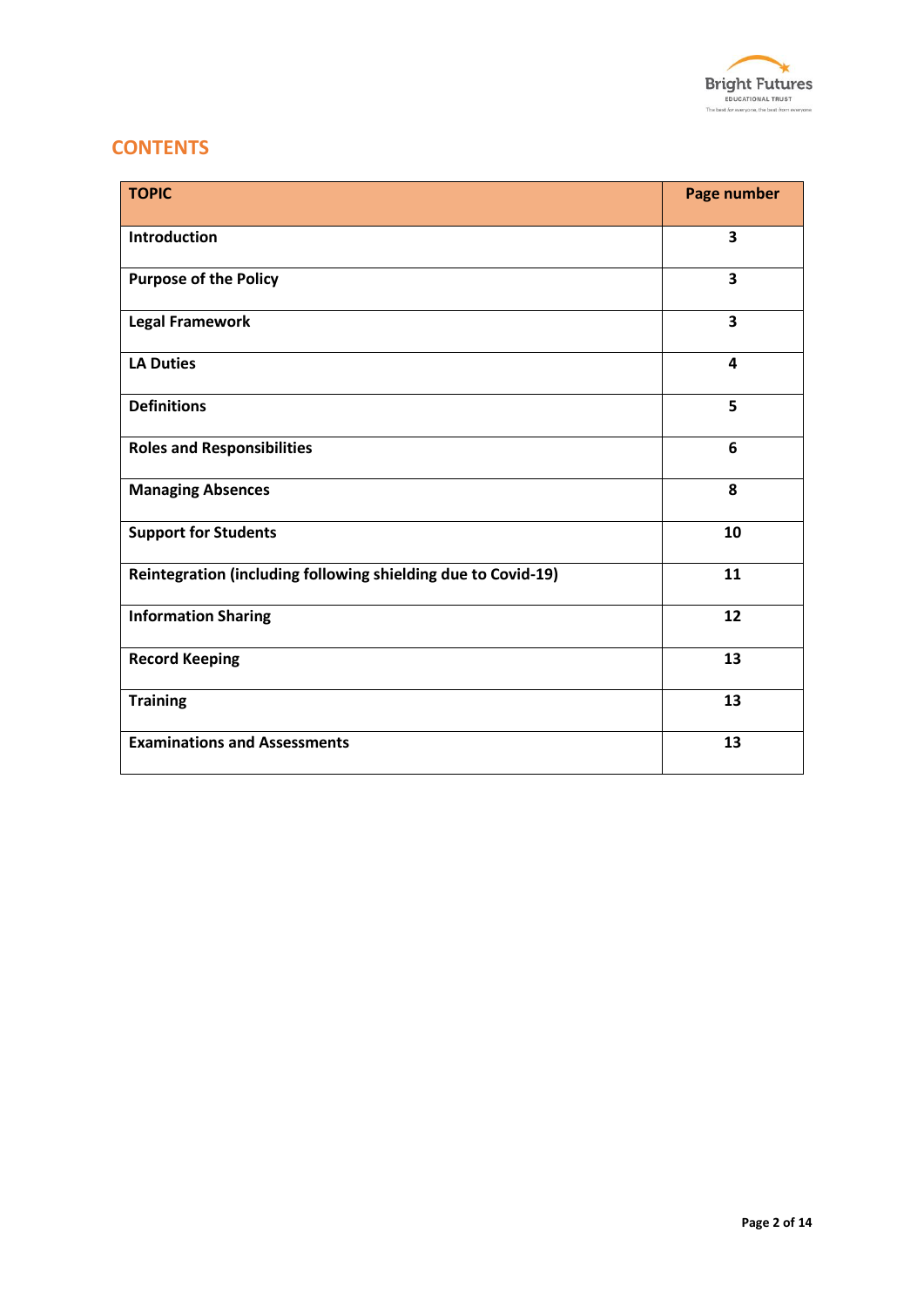## CONTENTS

| TOPIC | Page number |
|---|---|
| **Introduction** | **3** |
| **Purpose of the Policy** | **3** |
| **Legal Framework** | **3** |
| **LA Duties** | **4** |
| **Definitions** | **5** |
| **Roles and Responsibilities** | **6** |
| **Managing Absences** | **8** |
| **Support for Students** | **10** |
| **Reintegration (including following shielding due to Covid-19)** | **11** |
| **Information Sharing** | **12** |
| **Record Keeping** | **13** |
| **Training** | **13** |
| **Examinations and Assessments** | **13** |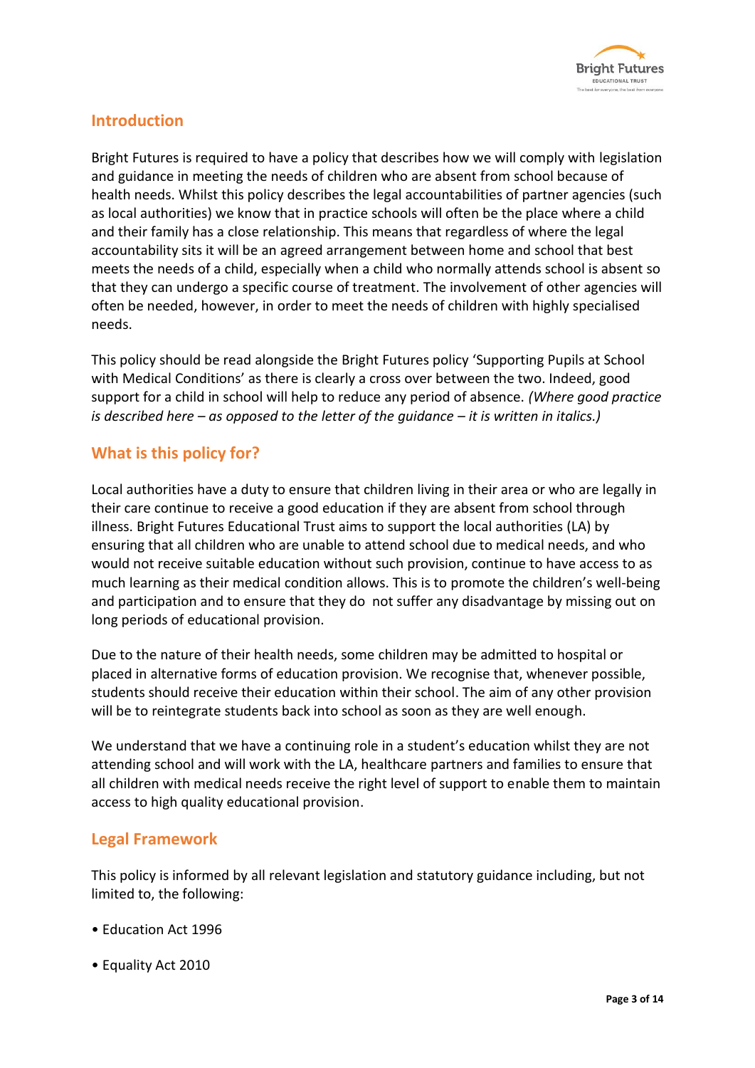## Introduction

Bright Futures is required to have a policy that describes how we will comply with legislation and guidance in meeting the needs of children who are absent from school because of health needs. Whilst this policy describes the legal accountabilities of partner agencies (such as local authorities) we know that in practice schools will often be the place where a child and their family has a close relationship. This means that regardless of where the legal accountability sits it will be an agreed arrangement between home and school that best meets the needs of a child, especially when a child who normally attends school is absent so that they can undergo a specific course of treatment. The involvement of other agencies will often be needed, however, in order to meet the needs of children with highly specialised needs.

This policy should be read alongside the Bright Futures policy 'Supporting Pupils at School with Medical Conditions' as there is clearly a cross over between the two. Indeed, good support for a child in school will help to reduce any period of absence. *(Where good practice is described here – as opposed to the letter of the guidance – it is written in italics.)*

## What is this policy for?

Local authorities have a duty to ensure that children living in their area or who are legally in their care continue to receive a good education if they are absent from school through illness. Bright Futures Educational Trust aims to support the local authorities (LA) by ensuring that all children who are unable to attend school due to medical needs, and who would not receive suitable education without such provision, continue to have access to as much learning as their medical condition allows. This is to promote the children's well-being and participation and to ensure that they do not suffer any disadvantage by missing out on long periods of educational provision.

Due to the nature of their health needs, some children may be admitted to hospital or placed in alternative forms of education provision. We recognise that, whenever possible, students should receive their education within their school. The aim of any other provision will be to reintegrate students back into school as soon as they are well enough.

We understand that we have a continuing role in a student's education whilst they are not attending school and will work with the LA, healthcare partners and families to ensure that all children with medical needs receive the right level of support to enable them to maintain access to high quality educational provision.

## Legal Framework

This policy is informed by all relevant legislation and statutory guidance including, but not limited to, the following:

- Education Act 1996
- Equality Act 2010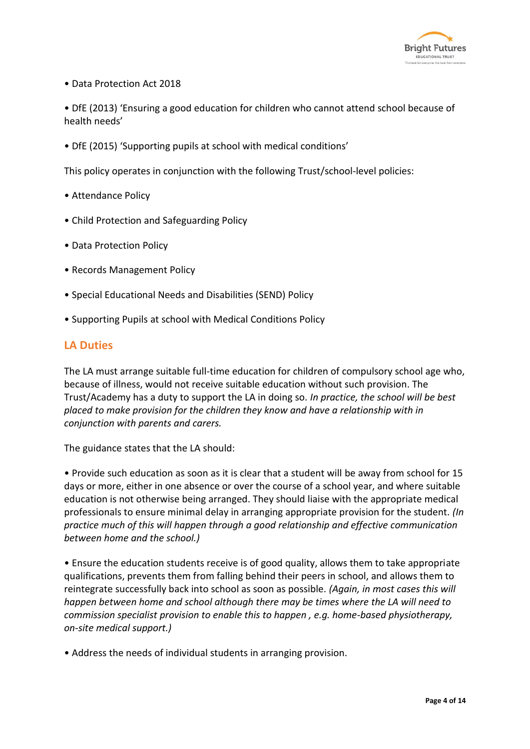- Data Protection Act 2018
- DfE (2013) 'Ensuring a good education for children who cannot attend school because of health needs'
- DfE (2015) 'Supporting pupils at school with medical conditions'

This policy operates in conjunction with the following Trust/school-level policies:

- Attendance Policy
- Child Protection and Safeguarding Policy
- Data Protection Policy
- Records Management Policy
- Special Educational Needs and Disabilities (SEND) Policy
- Supporting Pupils at school with Medical Conditions Policy

## LA Duties

The LA must arrange suitable full-time education for children of compulsory school age who, because of illness, would not receive suitable education without such provision. The Trust/Academy has a duty to support the LA in doing so. *In practice, the school will be best placed to make provision for the children they know and have a relationship with in conjunction with parents and carers.*

The guidance states that the LA should:

- Provide such education as soon as it is clear that a student will be away from school for 15 days or more, either in one absence or over the course of a school year, and where suitable education is not otherwise being arranged. They should liaise with the appropriate medical professionals to ensure minimal delay in arranging appropriate provision for the student. *(In practice much of this will happen through a good relationship and effective communication between home and the school.)*

- Ensure the education students receive is of good quality, allows them to take appropriate qualifications, prevents them from falling behind their peers in school, and allows them to reintegrate successfully back into school as soon as possible. *(Again, in most cases this will happen between home and school although there may be times where the LA will need to commission specialist provision to enable this to happen , e.g. home-based physiotherapy, on-site medical support.)*

- Address the needs of individual students in arranging provision.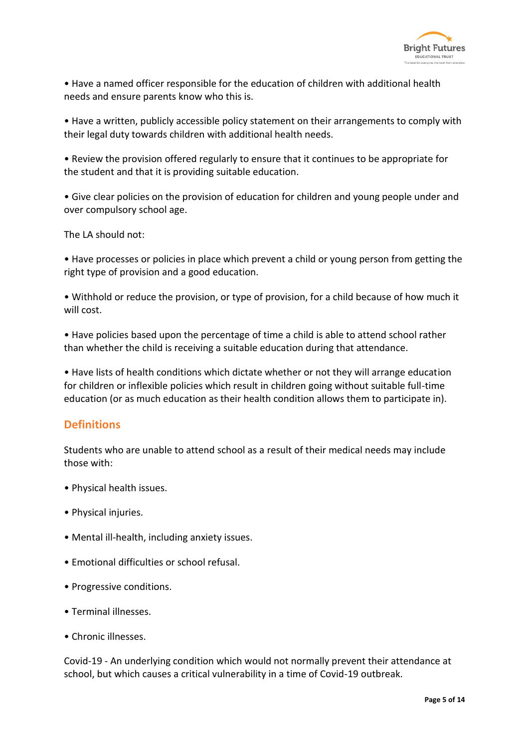- Have a named officer responsible for the education of children with additional health needs and ensure parents know who this is.

- Have a written, publicly accessible policy statement on their arrangements to comply with their legal duty towards children with additional health needs.

- Review the provision offered regularly to ensure that it continues to be appropriate for the student and that it is providing suitable education.

- Give clear policies on the provision of education for children and young people under and over compulsory school age.

The LA should not:

- Have processes or policies in place which prevent a child or young person from getting the right type of provision and a good education.

- Withhold or reduce the provision, or type of provision, for a child because of how much it will cost.

- Have policies based upon the percentage of time a child is able to attend school rather than whether the child is receiving a suitable education during that attendance.

- Have lists of health conditions which dictate whether or not they will arrange education for children or inflexible policies which result in children going without suitable full-time education (or as much education as their health condition allows them to participate in).

## Definitions

Students who are unable to attend school as a result of their medical needs may include those with:

- Physical health issues.

- Physical injuries.

- Mental ill-health, including anxiety issues.

- Emotional difficulties or school refusal.

- Progressive conditions.

- Terminal illnesses.

- Chronic illnesses.

Covid-19 - An underlying condition which would not normally prevent their attendance at school, but which causes a critical vulnerability in a time of Covid-19 outbreak.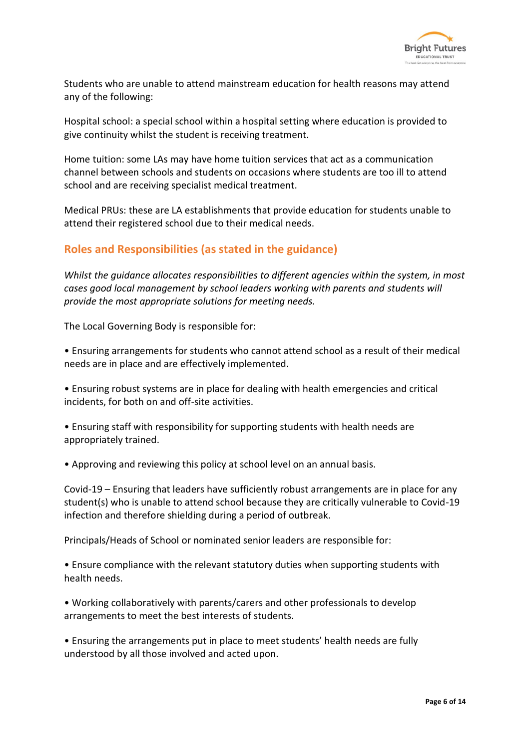Students who are unable to attend mainstream education for health reasons may attend any of the following:

Hospital school: a special school within a hospital setting where education is provided to give continuity whilst the student is receiving treatment.

Home tuition: some LAs may have home tuition services that act as a communication channel between schools and students on occasions where students are too ill to attend school and are receiving specialist medical treatment.

Medical PRUs: these are LA establishments that provide education for students unable to attend their registered school due to their medical needs.

## Roles and Responsibilities (as stated in the guidance)

*Whilst the guidance allocates responsibilities to different agencies within the system, in most cases good local management by school leaders working with parents and students will provide the most appropriate solutions for meeting needs.*

The Local Governing Body is responsible for:

- Ensuring arrangements for students who cannot attend school as a result of their medical needs are in place and are effectively implemented.
- Ensuring robust systems are in place for dealing with health emergencies and critical incidents, for both on and off-site activities.
- Ensuring staff with responsibility for supporting students with health needs are appropriately trained.
- Approving and reviewing this policy at school level on an annual basis.

Covid-19 – Ensuring that leaders have sufficiently robust arrangements are in place for any student(s) who is unable to attend school because they are critically vulnerable to Covid-19 infection and therefore shielding during a period of outbreak.

Principals/Heads of School or nominated senior leaders are responsible for:

- Ensure compliance with the relevant statutory duties when supporting students with health needs.
- Working collaboratively with parents/carers and other professionals to develop arrangements to meet the best interests of students.
- Ensuring the arrangements put in place to meet students' health needs are fully understood by all those involved and acted upon.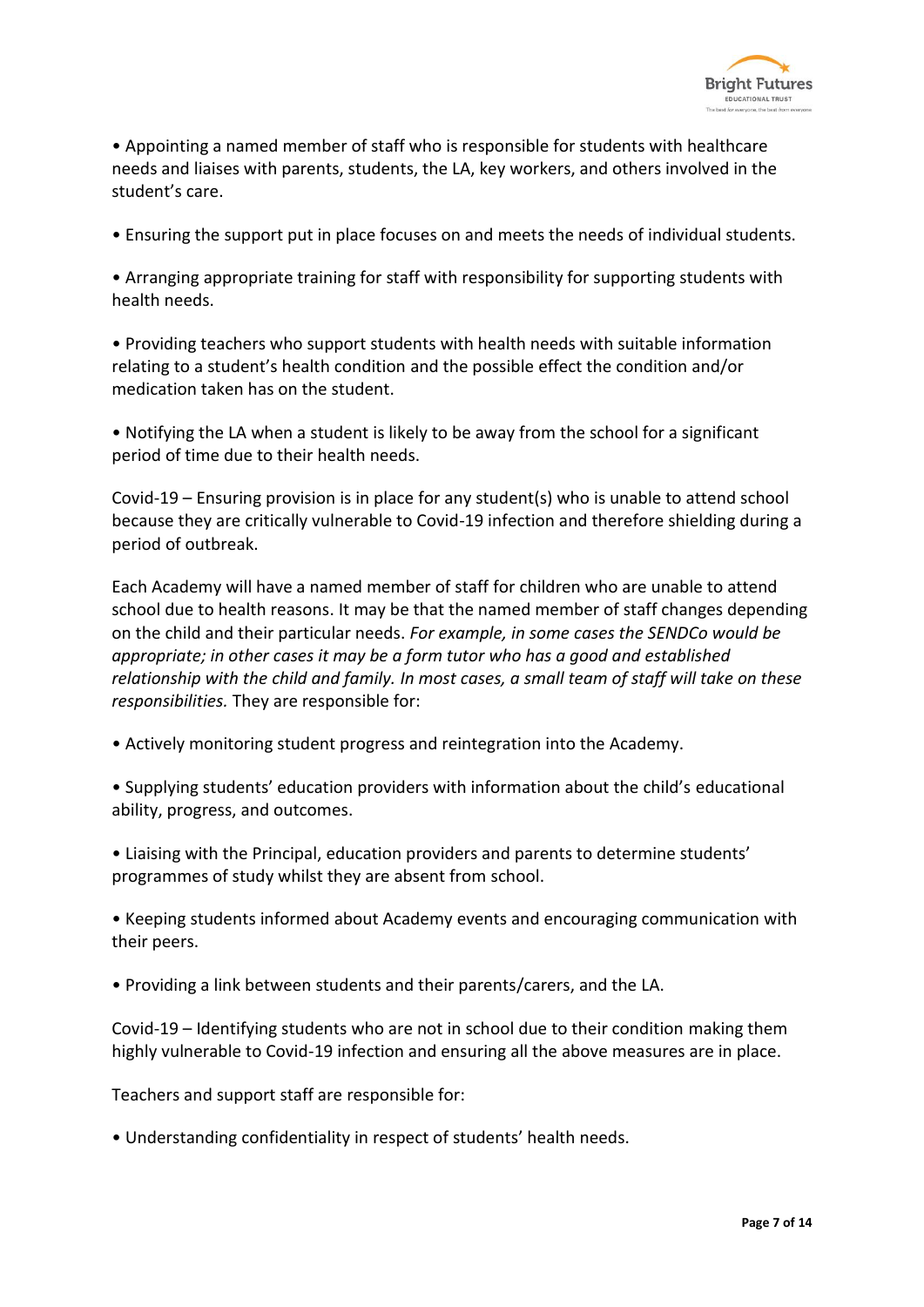- Appointing a named member of staff who is responsible for students with healthcare needs and liaises with parents, students, the LA, key workers, and others involved in the student's care.

- Ensuring the support put in place focuses on and meets the needs of individual students.

- Arranging appropriate training for staff with responsibility for supporting students with health needs.

- Providing teachers who support students with health needs with suitable information relating to a student's health condition and the possible effect the condition and/or medication taken has on the student.

- Notifying the LA when a student is likely to be away from the school for a significant period of time due to their health needs.

Covid-19 – Ensuring provision is in place for any student(s) who is unable to attend school because they are critically vulnerable to Covid-19 infection and therefore shielding during a period of outbreak.

Each Academy will have a named member of staff for children who are unable to attend school due to health reasons. It may be that the named member of staff changes depending on the child and their particular needs. *For example, in some cases the SENDCo would be appropriate; in other cases it may be a form tutor who has a good and established relationship with the child and family. In most cases, a small team of staff will take on these responsibilities.* They are responsible for:

- Actively monitoring student progress and reintegration into the Academy.

- Supplying students' education providers with information about the child's educational ability, progress, and outcomes.

- Liaising with the Principal, education providers and parents to determine students' programmes of study whilst they are absent from school.

- Keeping students informed about Academy events and encouraging communication with their peers.

- Providing a link between students and their parents/carers, and the LA.

Covid-19 – Identifying students who are not in school due to their condition making them highly vulnerable to Covid-19 infection and ensuring all the above measures are in place.

Teachers and support staff are responsible for:

- Understanding confidentiality in respect of students' health needs.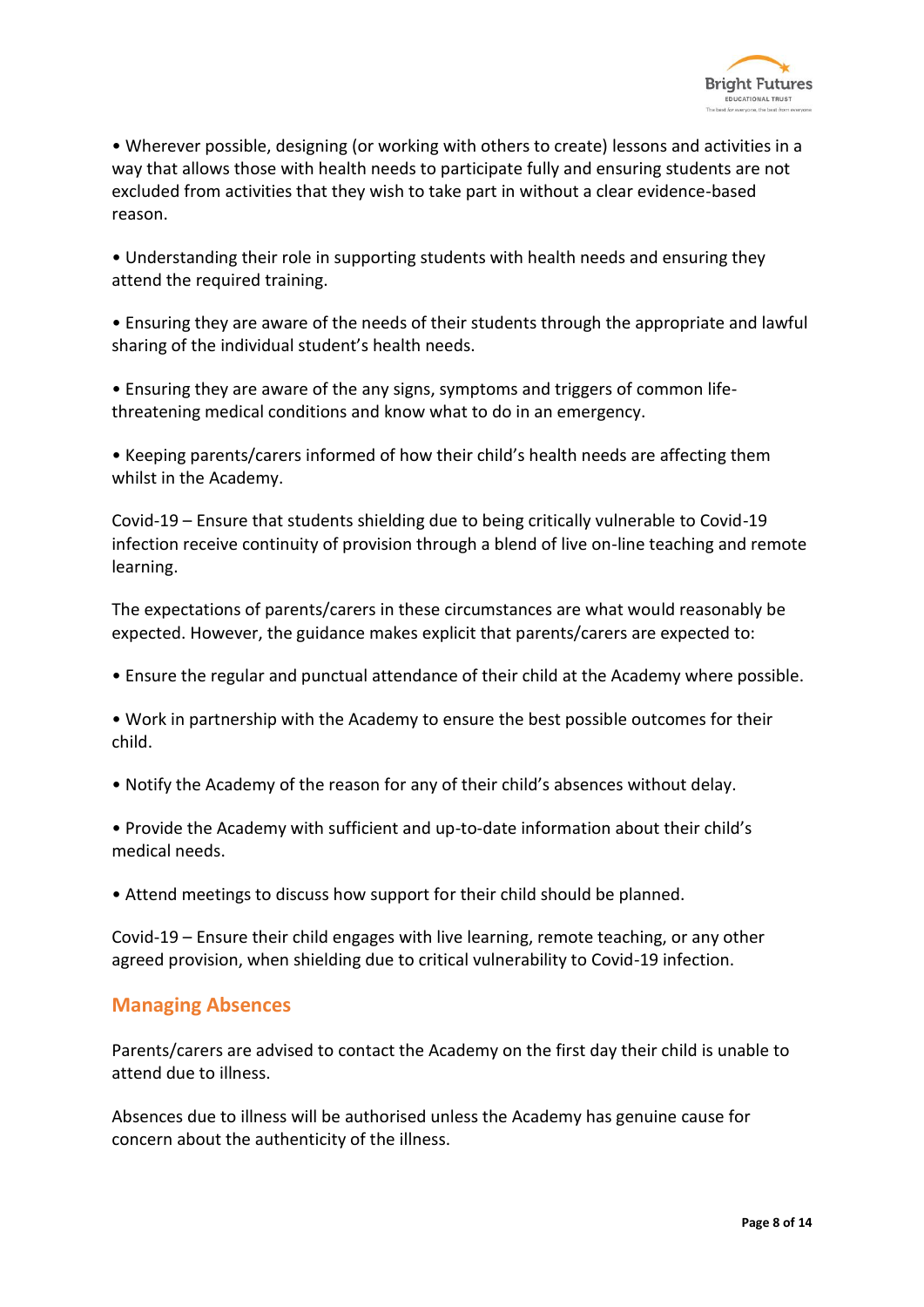- Wherever possible, designing (or working with others to create) lessons and activities in a way that allows those with health needs to participate fully and ensuring students are not excluded from activities that they wish to take part in without a clear evidence-based reason.

- Understanding their role in supporting students with health needs and ensuring they attend the required training.

- Ensuring they are aware of the needs of their students through the appropriate and lawful sharing of the individual student's health needs.

- Ensuring they are aware of the any signs, symptoms and triggers of common life-threatening medical conditions and know what to do in an emergency.

- Keeping parents/carers informed of how their child's health needs are affecting them whilst in the Academy.

Covid-19 – Ensure that students shielding due to being critically vulnerable to Covid-19 infection receive continuity of provision through a blend of live on-line teaching and remote learning.

The expectations of parents/carers in these circumstances are what would reasonably be expected. However, the guidance makes explicit that parents/carers are expected to:

- Ensure the regular and punctual attendance of their child at the Academy where possible.

- Work in partnership with the Academy to ensure the best possible outcomes for their child.

- Notify the Academy of the reason for any of their child's absences without delay.

- Provide the Academy with sufficient and up-to-date information about their child's medical needs.

- Attend meetings to discuss how support for their child should be planned.

Covid-19 – Ensure their child engages with live learning, remote teaching, or any other agreed provision, when shielding due to critical vulnerability to Covid-19 infection.

## Managing Absences

Parents/carers are advised to contact the Academy on the first day their child is unable to attend due to illness.

Absences due to illness will be authorised unless the Academy has genuine cause for concern about the authenticity of the illness.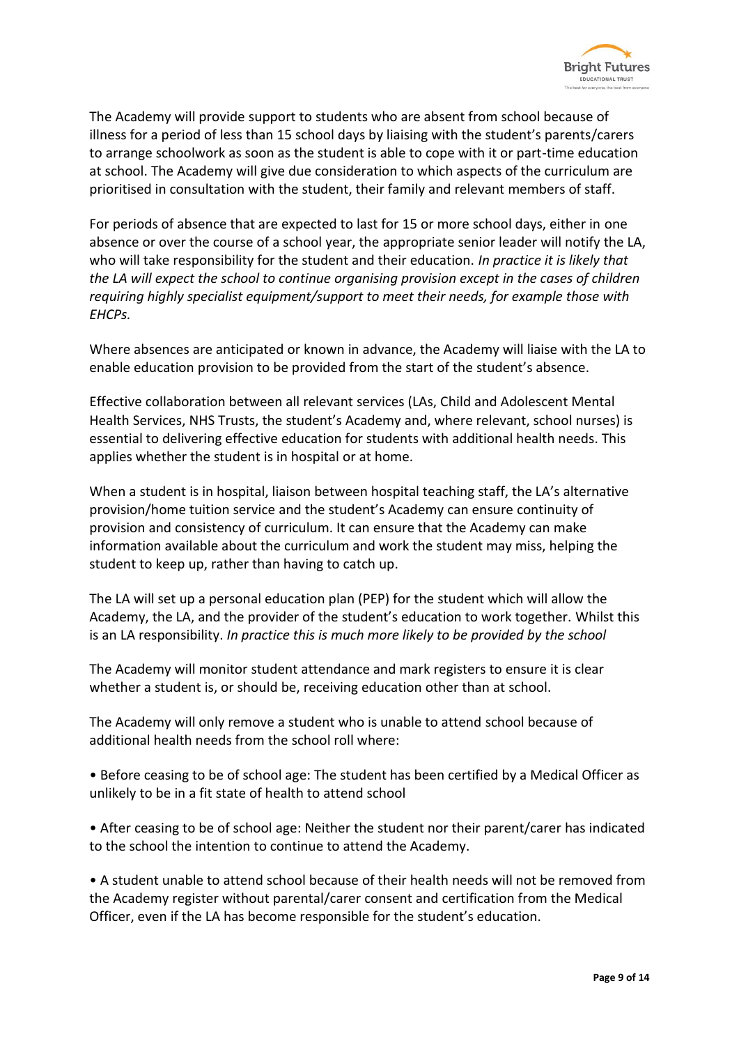The Academy will provide support to students who are absent from school because of illness for a period of less than 15 school days by liaising with the student's parents/carers to arrange schoolwork as soon as the student is able to cope with it or part-time education at school. The Academy will give due consideration to which aspects of the curriculum are prioritised in consultation with the student, their family and relevant members of staff.

For periods of absence that are expected to last for 15 or more school days, either in one absence or over the course of a school year, the appropriate senior leader will notify the LA, who will take responsibility for the student and their education. *In practice it is likely that the LA will expect the school to continue organising provision except in the cases of children requiring highly specialist equipment/support to meet their needs, for example those with EHCPs.*

Where absences are anticipated or known in advance, the Academy will liaise with the LA to enable education provision to be provided from the start of the student's absence.

Effective collaboration between all relevant services (LAs, Child and Adolescent Mental Health Services, NHS Trusts, the student's Academy and, where relevant, school nurses) is essential to delivering effective education for students with additional health needs. This applies whether the student is in hospital or at home.

When a student is in hospital, liaison between hospital teaching staff, the LA's alternative provision/home tuition service and the student's Academy can ensure continuity of provision and consistency of curriculum. It can ensure that the Academy can make information available about the curriculum and work the student may miss, helping the student to keep up, rather than having to catch up.

The LA will set up a personal education plan (PEP) for the student which will allow the Academy, the LA, and the provider of the student's education to work together. Whilst this is an LA responsibility. *In practice this is much more likely to be provided by the school*

The Academy will monitor student attendance and mark registers to ensure it is clear whether a student is, or should be, receiving education other than at school.

The Academy will only remove a student who is unable to attend school because of additional health needs from the school roll where:

- Before ceasing to be of school age: The student has been certified by a Medical Officer as unlikely to be in a fit state of health to attend school
- After ceasing to be of school age: Neither the student nor their parent/carer has indicated to the school the intention to continue to attend the Academy.
- A student unable to attend school because of their health needs will not be removed from the Academy register without parental/carer consent and certification from the Medical Officer, even if the LA has become responsible for the student's education.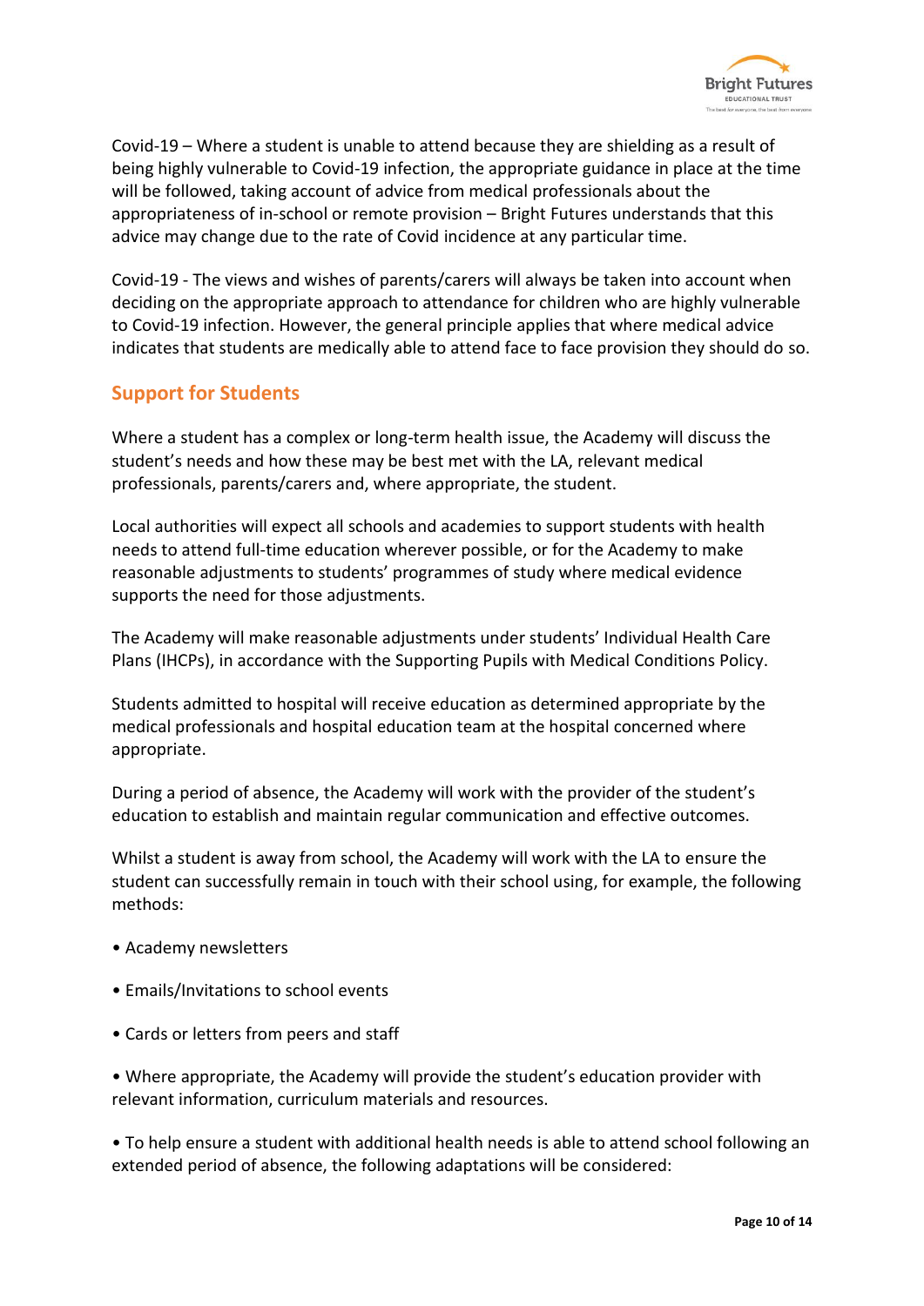Covid-19 – Where a student is unable to attend because they are shielding as a result of being highly vulnerable to Covid-19 infection, the appropriate guidance in place at the time will be followed, taking account of advice from medical professionals about the appropriateness of in-school or remote provision – Bright Futures understands that this advice may change due to the rate of Covid incidence at any particular time.

Covid-19 - The views and wishes of parents/carers will always be taken into account when deciding on the appropriate approach to attendance for children who are highly vulnerable to Covid-19 infection. However, the general principle applies that where medical advice indicates that students are medically able to attend face to face provision they should do so.

## Support for Students

Where a student has a complex or long-term health issue, the Academy will discuss the student's needs and how these may be best met with the LA, relevant medical professionals, parents/carers and, where appropriate, the student.

Local authorities will expect all schools and academies to support students with health needs to attend full-time education wherever possible, or for the Academy to make reasonable adjustments to students' programmes of study where medical evidence supports the need for those adjustments.

The Academy will make reasonable adjustments under students' Individual Health Care Plans (IHCPs), in accordance with the Supporting Pupils with Medical Conditions Policy.

Students admitted to hospital will receive education as determined appropriate by the medical professionals and hospital education team at the hospital concerned where appropriate.

During a period of absence, the Academy will work with the provider of the student's education to establish and maintain regular communication and effective outcomes.

Whilst a student is away from school, the Academy will work with the LA to ensure the student can successfully remain in touch with their school using, for example, the following methods:

- Academy newsletters
- Emails/Invitations to school events
- Cards or letters from peers and staff
- Where appropriate, the Academy will provide the student's education provider with relevant information, curriculum materials and resources.
- To help ensure a student with additional health needs is able to attend school following an extended period of absence, the following adaptations will be considered: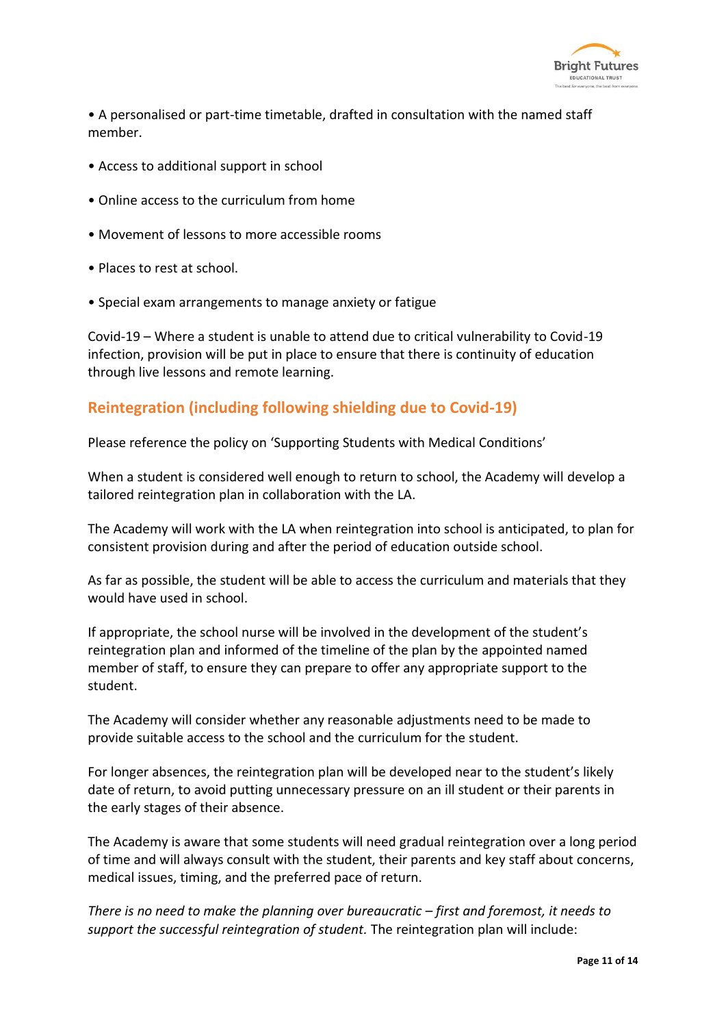- A personalised or part-time timetable, drafted in consultation with the named staff member.
- Access to additional support in school
- Online access to the curriculum from home
- Movement of lessons to more accessible rooms
- Places to rest at school.
- Special exam arrangements to manage anxiety or fatigue

Covid-19 – Where a student is unable to attend due to critical vulnerability to Covid-19 infection, provision will be put in place to ensure that there is continuity of education through live lessons and remote learning.

## Reintegration (including following shielding due to Covid-19)

Please reference the policy on 'Supporting Students with Medical Conditions'

When a student is considered well enough to return to school, the Academy will develop a tailored reintegration plan in collaboration with the LA.

The Academy will work with the LA when reintegration into school is anticipated, to plan for consistent provision during and after the period of education outside school.

As far as possible, the student will be able to access the curriculum and materials that they would have used in school.

If appropriate, the school nurse will be involved in the development of the student's reintegration plan and informed of the timeline of the plan by the appointed named member of staff, to ensure they can prepare to offer any appropriate support to the student.

The Academy will consider whether any reasonable adjustments need to be made to provide suitable access to the school and the curriculum for the student.

For longer absences, the reintegration plan will be developed near to the student's likely date of return, to avoid putting unnecessary pressure on an ill student or their parents in the early stages of their absence.

The Academy is aware that some students will need gradual reintegration over a long period of time and will always consult with the student, their parents and key staff about concerns, medical issues, timing, and the preferred pace of return.

*There is no need to make the planning over bureaucratic – first and foremost, it needs to support the successful reintegration of student.* The reintegration plan will include: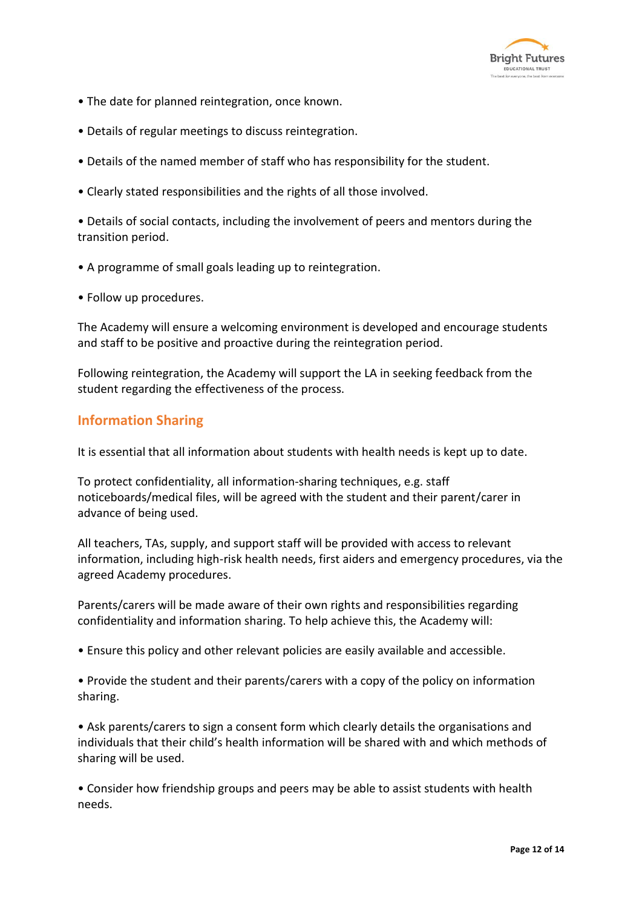- The date for planned reintegration, once known.
- Details of regular meetings to discuss reintegration.
- Details of the named member of staff who has responsibility for the student.
- Clearly stated responsibilities and the rights of all those involved.
- Details of social contacts, including the involvement of peers and mentors during the transition period.
- A programme of small goals leading up to reintegration.
- Follow up procedures.

The Academy will ensure a welcoming environment is developed and encourage students and staff to be positive and proactive during the reintegration period.

Following reintegration, the Academy will support the LA in seeking feedback from the student regarding the effectiveness of the process.

## Information Sharing

It is essential that all information about students with health needs is kept up to date.

To protect confidentiality, all information-sharing techniques, e.g. staff noticeboards/medical files, will be agreed with the student and their parent/carer in advance of being used.

All teachers, TAs, supply, and support staff will be provided with access to relevant information, including high-risk health needs, first aiders and emergency procedures, via the agreed Academy procedures.

Parents/carers will be made aware of their own rights and responsibilities regarding confidentiality and information sharing. To help achieve this, the Academy will:

- Ensure this policy and other relevant policies are easily available and accessible.
- Provide the student and their parents/carers with a copy of the policy on information sharing.
- Ask parents/carers to sign a consent form which clearly details the organisations and individuals that their child's health information will be shared with and which methods of sharing will be used.
- Consider how friendship groups and peers may be able to assist students with health needs.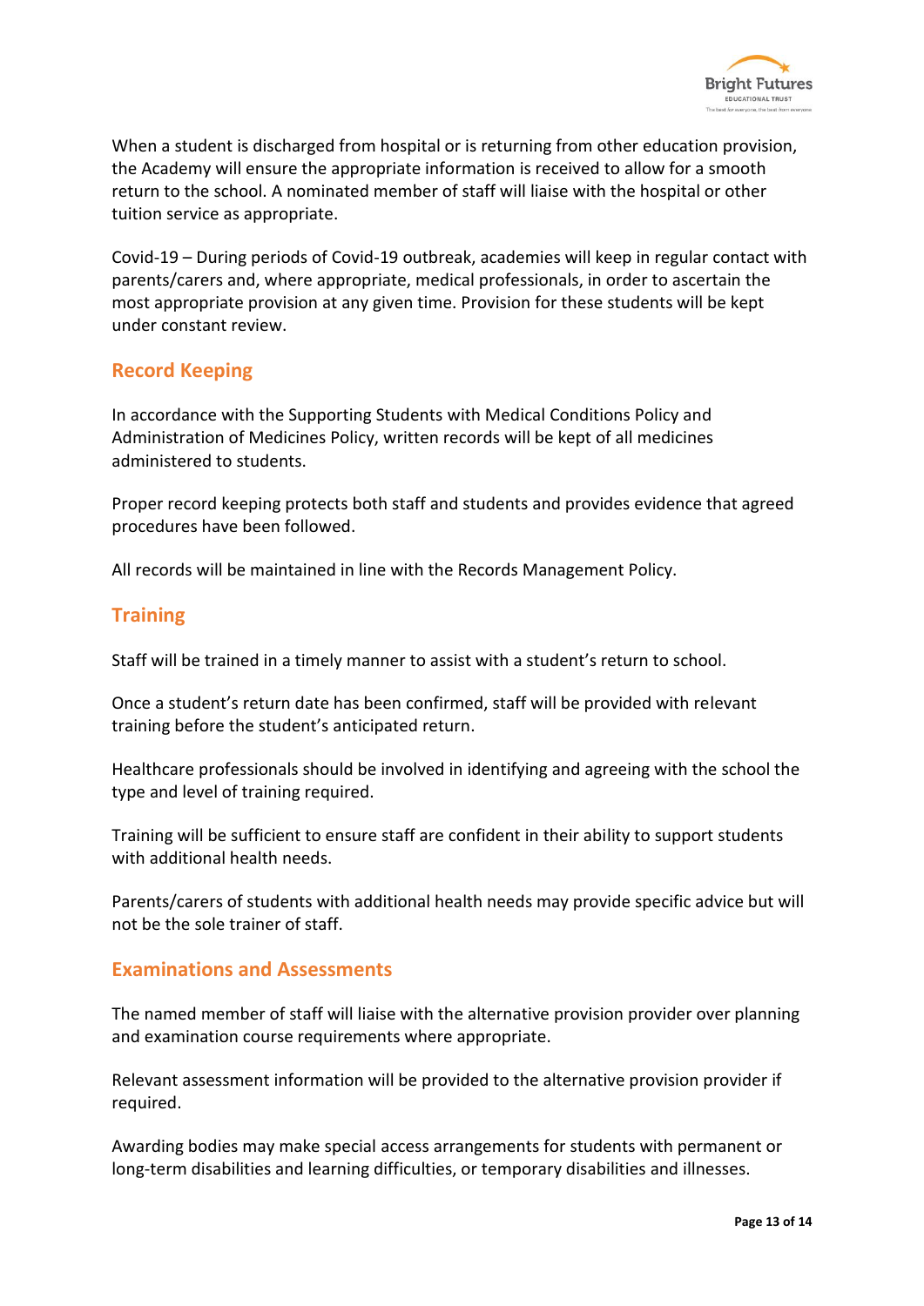When a student is discharged from hospital or is returning from other education provision, the Academy will ensure the appropriate information is received to allow for a smooth return to the school. A nominated member of staff will liaise with the hospital or other tuition service as appropriate.

Covid-19 – During periods of Covid-19 outbreak, academies will keep in regular contact with parents/carers and, where appropriate, medical professionals, in order to ascertain the most appropriate provision at any given time. Provision for these students will be kept under constant review.

## Record Keeping

In accordance with the Supporting Students with Medical Conditions Policy and Administration of Medicines Policy, written records will be kept of all medicines administered to students.

Proper record keeping protects both staff and students and provides evidence that agreed procedures have been followed.

All records will be maintained in line with the Records Management Policy.

## Training

Staff will be trained in a timely manner to assist with a student's return to school.

Once a student's return date has been confirmed, staff will be provided with relevant training before the student's anticipated return.

Healthcare professionals should be involved in identifying and agreeing with the school the type and level of training required.

Training will be sufficient to ensure staff are confident in their ability to support students with additional health needs.

Parents/carers of students with additional health needs may provide specific advice but will not be the sole trainer of staff.

## Examinations and Assessments

The named member of staff will liaise with the alternative provision provider over planning and examination course requirements where appropriate.

Relevant assessment information will be provided to the alternative provision provider if required.

Awarding bodies may make special access arrangements for students with permanent or long-term disabilities and learning difficulties, or temporary disabilities and illnesses.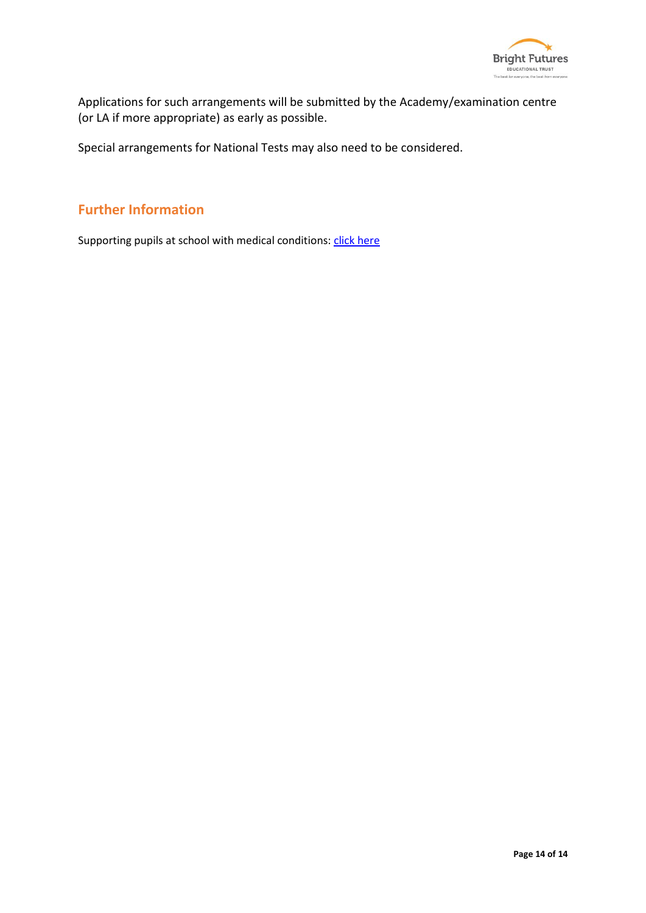Applications for such arrangements will be submitted by the Academy/examination centre (or LA if more appropriate) as early as possible.

Special arrangements for National Tests may also need to be considered.

## Further Information

Supporting pupils at school with medical conditions: click here